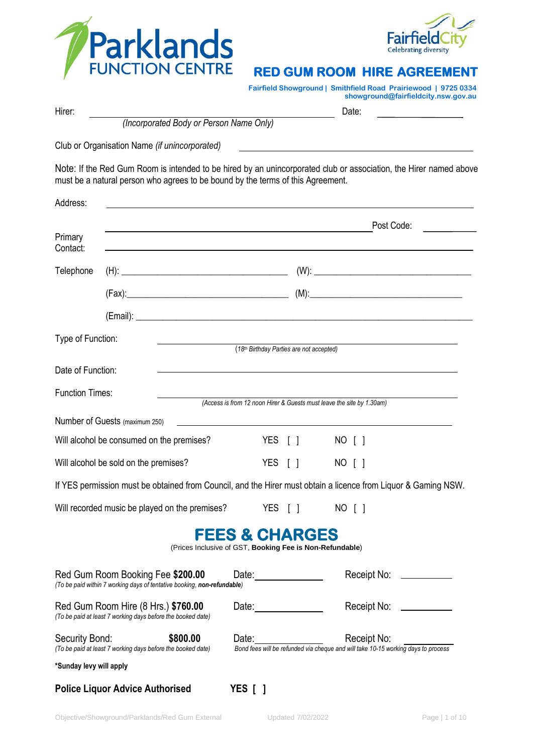Parklands FUNCTION CENTRE

Fairfield City Celebrating diversity

# RED GUM ROOM HIRE AGREEMENT

**Fairfield Showground | Smithfield Road Prairiewood | 9725 0334**
**showground@fairfieldcity.nsw.gov.au**

Hirer: ______________________________ Date: ____________
*(Incorporated Body or Person Name Only)*

Club or Organisation Name *(if unincorporated)* ______________________________

Note: If the Red Gum Room is intended to be hired by an unincorporated club or association, the Hirer named above must be a natural person who agrees to be bound by the terms of this Agreement.

Address: ______________________________

______________________________ Post Code: ________

Primary Contact: ______________________________

Telephone (H): ____________________ (W): ____________________

(Fax): ____________________ (M): ____________________

(Email): ______________________________

Type of Function: ______________________________
*(18th Birthday Parties are not accepted)*

Date of Function: ______________________________

Function Times: ______________________________
*(Access is from 12 noon Hirer & Guests must leave the site by 1.30am)*

Number of Guests (maximum 250) ______________________________

Will alcohol be consumed on the premises? YES [ ] NO [ ]

Will alcohol be sold on the premises? YES [ ] NO [ ]

If YES permission must be obtained from Council, and the Hirer must obtain a licence from Liquor & Gaming NSW.

Will recorded music be played on the premises? YES [ ] NO [ ]

## FEES & CHARGES

(Prices Inclusive of GST, **Booking Fee is Non-Refundable**)

Red Gum Room Booking Fee **$200.00** Date: ____________ Receipt No: ________
*(To be paid within 7 working days of tentative booking, **non-refundable**)*

Red Gum Room Hire (8 Hrs.) **$760.00** Date: ____________ Receipt No: ________
*(To be paid at least 7 working days before the booked date)*

Security Bond: **$800.00** Date: ____________ Receipt No: ________
*(To be paid at least 7 working days before the booked date)*
*Bond fees will be refunded via cheque and will take 10-15 working days to process*

**\*Sunday levy will apply**

**Police Liquor Advice Authorised YES [ ]**

Objective/Showground/Parklands/Red Gum External Updated 7/02/2022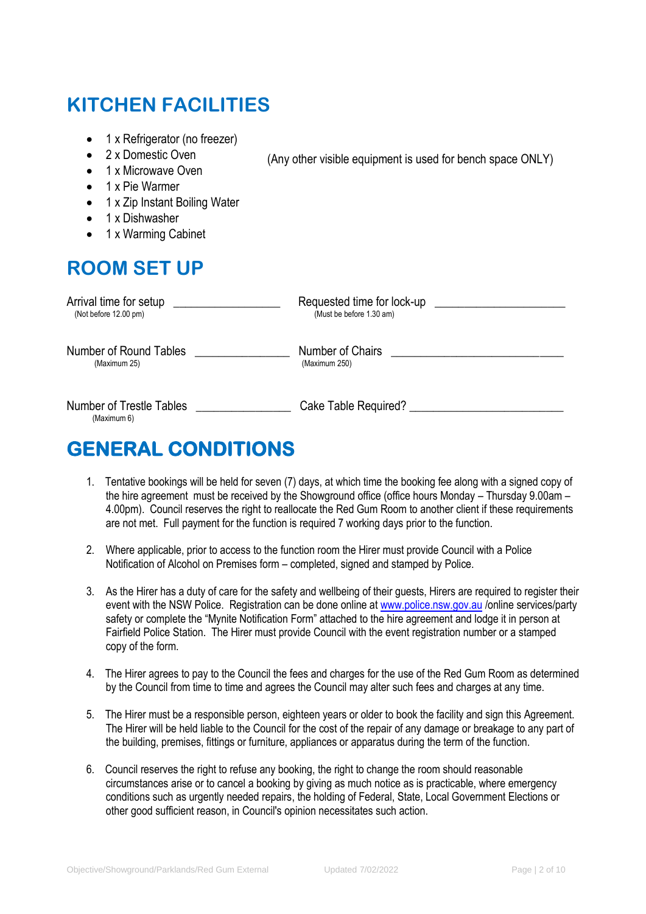## KITCHEN FACILITIES

- 1 x Refrigerator (no freezer)
- 2 x Domestic Oven
- 1 x Microwave Oven
- 1 x Pie Warmer
- 1 x Zip Instant Boiling Water
- 1 x Dishwasher
- 1 x Warming Cabinet

(Any other visible equipment is used for bench space ONLY)

## ROOM SET UP

Arrival time for setup ________________
(Not before 12.00 pm)

Requested time for lock-up ____________________
(Must be before 1.30 am)

Number of Round Tables ______________
(Maximum 25)

Number of Chairs __________________________
(Maximum 250)

Number of Trestle Tables ______________
(Maximum 6)

Cake Table Required? _______________________

## GENERAL CONDITIONS

1. Tentative bookings will be held for seven (7) days, at which time the booking fee along with a signed copy of the hire agreement must be received by the Showground office (office hours Monday – Thursday 9.00am – 4.00pm). Council reserves the right to reallocate the Red Gum Room to another client if these requirements are not met. Full payment for the function is required 7 working days prior to the function.

2. Where applicable, prior to access to the function room the Hirer must provide Council with a Police Notification of Alcohol on Premises form – completed, signed and stamped by Police.

3. As the Hirer has a duty of care for the safety and wellbeing of their guests, Hirers are required to register their event with the NSW Police. Registration can be done online at www.police.nsw.gov.au /online services/party safety or complete the "Mynite Notification Form" attached to the hire agreement and lodge it in person at Fairfield Police Station. The Hirer must provide Council with the event registration number or a stamped copy of the form.

4. The Hirer agrees to pay to the Council the fees and charges for the use of the Red Gum Room as determined by the Council from time to time and agrees the Council may alter such fees and charges at any time.

5. The Hirer must be a responsible person, eighteen years or older to book the facility and sign this Agreement. The Hirer will be held liable to the Council for the cost of the repair of any damage or breakage to any part of the building, premises, fittings or furniture, appliances or apparatus during the term of the function.

6. Council reserves the right to refuse any booking, the right to change the room should reasonable circumstances arise or to cancel a booking by giving as much notice as is practicable, where emergency conditions such as urgently needed repairs, the holding of Federal, State, Local Government Elections or other good sufficient reason, in Council's opinion necessitates such action.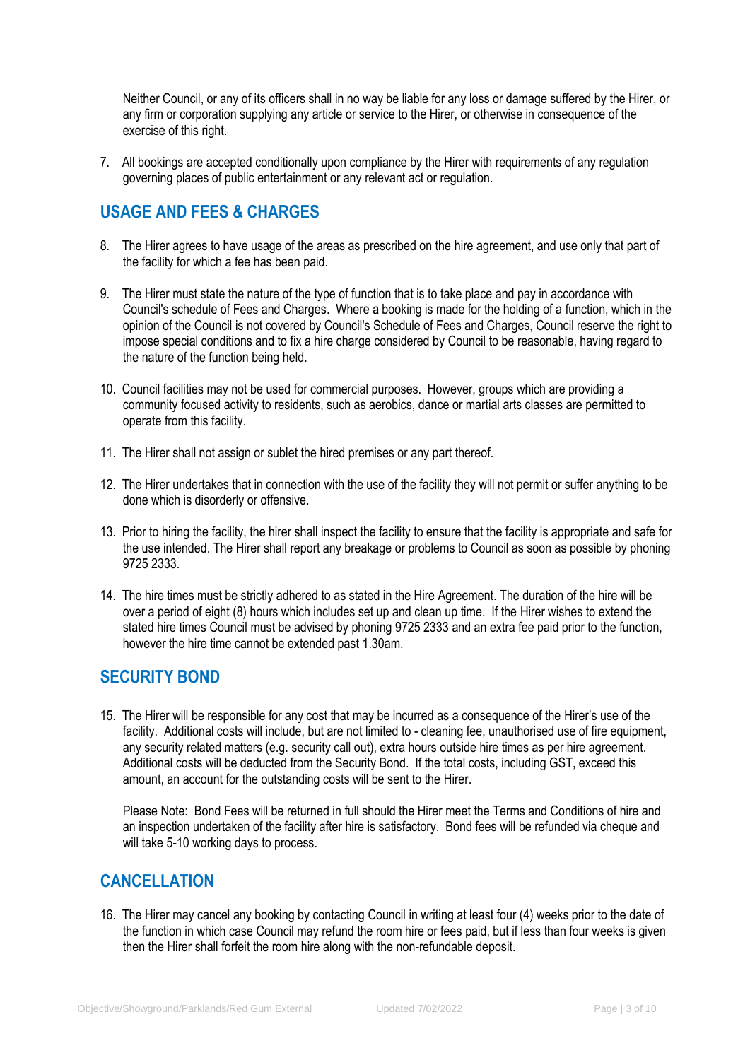Neither Council, or any of its officers shall in no way be liable for any loss or damage suffered by the Hirer, or any firm or corporation supplying any article or service to the Hirer, or otherwise in consequence of the exercise of this right.

7. All bookings are accepted conditionally upon compliance by the Hirer with requirements of any regulation governing places of public entertainment or any relevant act or regulation.

## USAGE AND FEES & CHARGES

8. The Hirer agrees to have usage of the areas as prescribed on the hire agreement, and use only that part of the facility for which a fee has been paid.

9. The Hirer must state the nature of the type of function that is to take place and pay in accordance with Council's schedule of Fees and Charges. Where a booking is made for the holding of a function, which in the opinion of the Council is not covered by Council's Schedule of Fees and Charges, Council reserve the right to impose special conditions and to fix a hire charge considered by Council to be reasonable, having regard to the nature of the function being held.

10. Council facilities may not be used for commercial purposes. However, groups which are providing a community focused activity to residents, such as aerobics, dance or martial arts classes are permitted to operate from this facility.

11. The Hirer shall not assign or sublet the hired premises or any part thereof.

12. The Hirer undertakes that in connection with the use of the facility they will not permit or suffer anything to be done which is disorderly or offensive.

13. Prior to hiring the facility, the hirer shall inspect the facility to ensure that the facility is appropriate and safe for the use intended. The Hirer shall report any breakage or problems to Council as soon as possible by phoning 9725 2333.

14. The hire times must be strictly adhered to as stated in the Hire Agreement. The duration of the hire will be over a period of eight (8) hours which includes set up and clean up time. If the Hirer wishes to extend the stated hire times Council must be advised by phoning 9725 2333 and an extra fee paid prior to the function, however the hire time cannot be extended past 1.30am.

## SECURITY BOND

15. The Hirer will be responsible for any cost that may be incurred as a consequence of the Hirer's use of the facility. Additional costs will include, but are not limited to - cleaning fee, unauthorised use of fire equipment, any security related matters (e.g. security call out), extra hours outside hire times as per hire agreement. Additional costs will be deducted from the Security Bond. If the total costs, including GST, exceed this amount, an account for the outstanding costs will be sent to the Hirer.

    Please Note: Bond Fees will be returned in full should the Hirer meet the Terms and Conditions of hire and an inspection undertaken of the facility after hire is satisfactory. Bond fees will be refunded via cheque and will take 5-10 working days to process.

## CANCELLATION

16. The Hirer may cancel any booking by contacting Council in writing at least four (4) weeks prior to the date of the function in which case Council may refund the room hire or fees paid, but if less than four weeks is given then the Hirer shall forfeit the room hire along with the non-refundable deposit.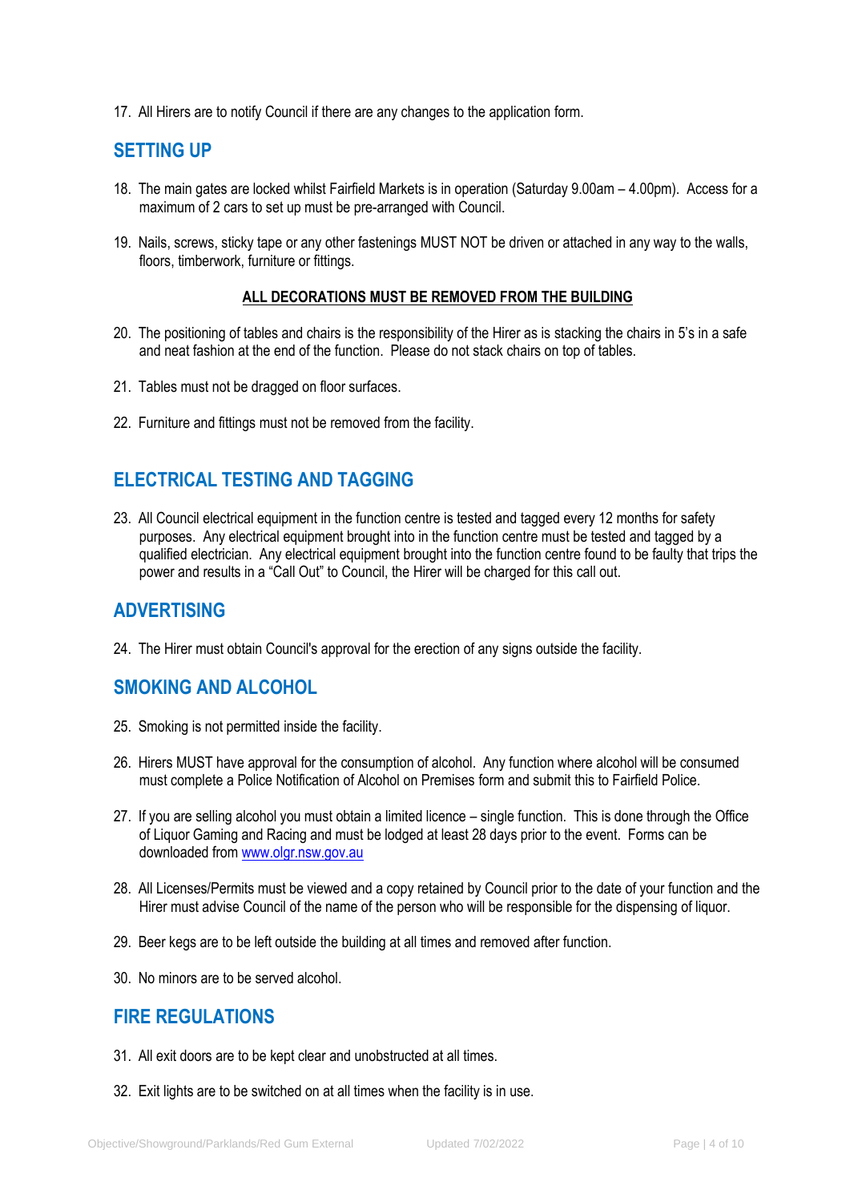17. All Hirers are to notify Council if there are any changes to the application form.

## SETTING UP

18. The main gates are locked whilst Fairfield Markets is in operation (Saturday 9.00am – 4.00pm). Access for a maximum of 2 cars to set up must be pre-arranged with Council.

19. Nails, screws, sticky tape or any other fastenings MUST NOT be driven or attached in any way to the walls, floors, timberwork, furniture or fittings.

**ALL DECORATIONS MUST BE REMOVED FROM THE BUILDING**

20. The positioning of tables and chairs is the responsibility of the Hirer as is stacking the chairs in 5's in a safe and neat fashion at the end of the function. Please do not stack chairs on top of tables.

21. Tables must not be dragged on floor surfaces.

22. Furniture and fittings must not be removed from the facility.

## ELECTRICAL TESTING AND TAGGING

23. All Council electrical equipment in the function centre is tested and tagged every 12 months for safety purposes. Any electrical equipment brought into in the function centre must be tested and tagged by a qualified electrician. Any electrical equipment brought into the function centre found to be faulty that trips the power and results in a "Call Out" to Council, the Hirer will be charged for this call out.

## ADVERTISING

24. The Hirer must obtain Council's approval for the erection of any signs outside the facility.

## SMOKING AND ALCOHOL

25. Smoking is not permitted inside the facility.

26. Hirers MUST have approval for the consumption of alcohol. Any function where alcohol will be consumed must complete a Police Notification of Alcohol on Premises form and submit this to Fairfield Police.

27. If you are selling alcohol you must obtain a limited licence – single function. This is done through the Office of Liquor Gaming and Racing and must be lodged at least 28 days prior to the event. Forms can be downloaded from www.olgr.nsw.gov.au

28. All Licenses/Permits must be viewed and a copy retained by Council prior to the date of your function and the Hirer must advise Council of the name of the person who will be responsible for the dispensing of liquor.

29. Beer kegs are to be left outside the building at all times and removed after function.

30. No minors are to be served alcohol.

## FIRE REGULATIONS

31. All exit doors are to be kept clear and unobstructed at all times.

32. Exit lights are to be switched on at all times when the facility is in use.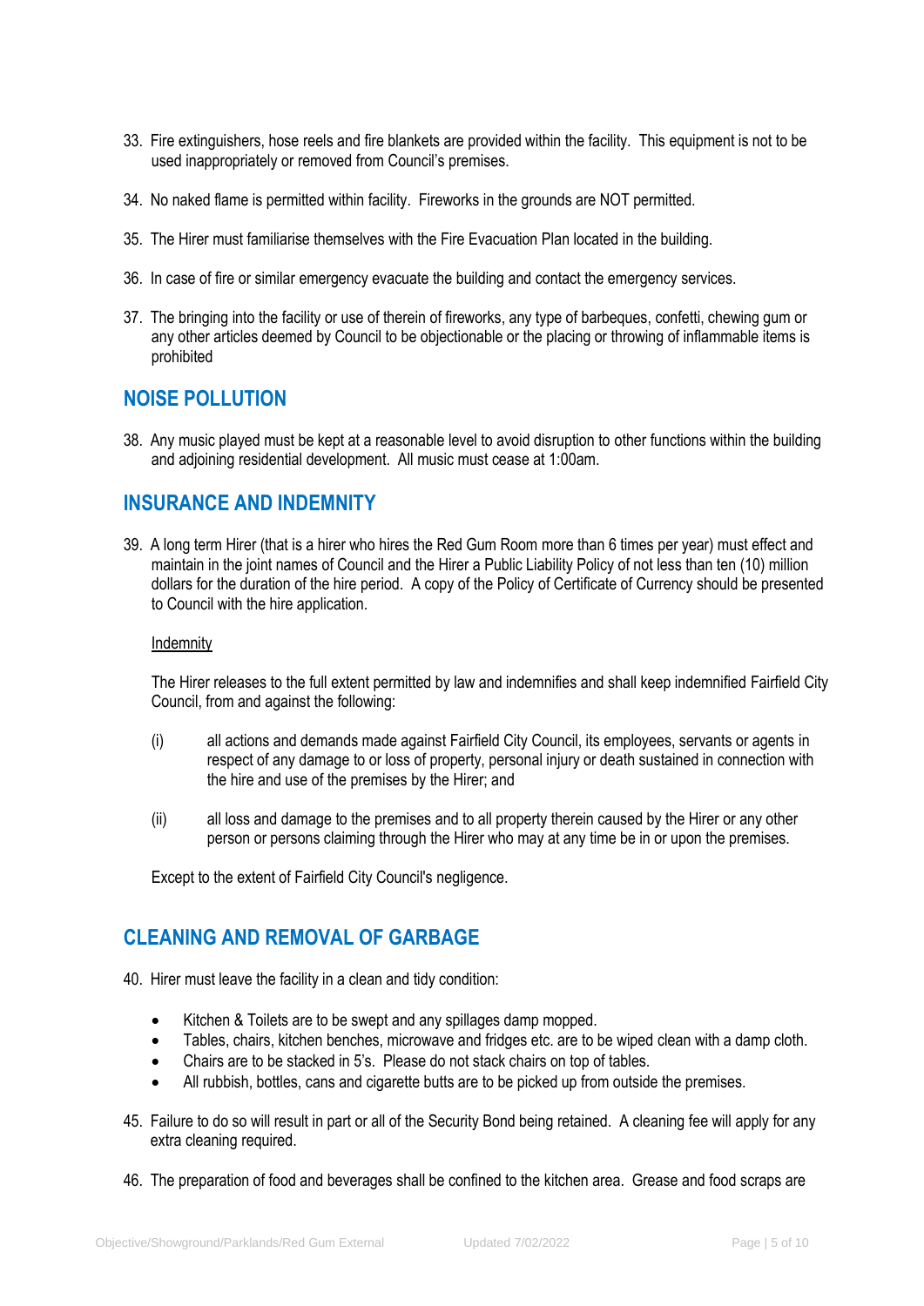33. Fire extinguishers, hose reels and fire blankets are provided within the facility. This equipment is not to be used inappropriately or removed from Council's premises.

34. No naked flame is permitted within facility. Fireworks in the grounds are NOT permitted.

35. The Hirer must familiarise themselves with the Fire Evacuation Plan located in the building.

36. In case of fire or similar emergency evacuate the building and contact the emergency services.

37. The bringing into the facility or use of therein of fireworks, any type of barbeques, confetti, chewing gum or any other articles deemed by Council to be objectionable or the placing or throwing of inflammable items is prohibited

## NOISE POLLUTION

38. Any music played must be kept at a reasonable level to avoid disruption to other functions within the building and adjoining residential development. All music must cease at 1:00am.

## INSURANCE AND INDEMNITY

39. A long term Hirer (that is a hirer who hires the Red Gum Room more than 6 times per year) must effect and maintain in the joint names of Council and the Hirer a Public Liability Policy of not less than ten (10) million dollars for the duration of the hire period. A copy of the Policy of Certificate of Currency should be presented to Council with the hire application.

    Indemnity

    The Hirer releases to the full extent permitted by law and indemnifies and shall keep indemnified Fairfield City Council, from and against the following:

    (i) all actions and demands made against Fairfield City Council, its employees, servants or agents in respect of any damage to or loss of property, personal injury or death sustained in connection with the hire and use of the premises by the Hirer; and

    (ii) all loss and damage to the premises and to all property therein caused by the Hirer or any other person or persons claiming through the Hirer who may at any time be in or upon the premises.

    Except to the extent of Fairfield City Council's negligence.

## CLEANING AND REMOVAL OF GARBAGE

40. Hirer must leave the facility in a clean and tidy condition:

    - Kitchen & Toilets are to be swept and any spillages damp mopped.
    - Tables, chairs, kitchen benches, microwave and fridges etc. are to be wiped clean with a damp cloth.
    - Chairs are to be stacked in 5's. Please do not stack chairs on top of tables.
    - All rubbish, bottles, cans and cigarette butts are to be picked up from outside the premises.

45. Failure to do so will result in part or all of the Security Bond being retained. A cleaning fee will apply for any extra cleaning required.

46. The preparation of food and beverages shall be confined to the kitchen area. Grease and food scraps are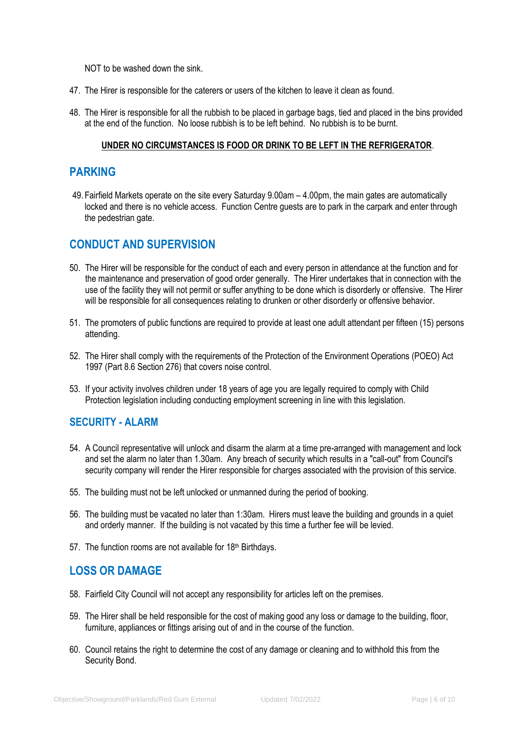NOT to be washed down the sink.

47. The Hirer is responsible for the caterers or users of the kitchen to leave it clean as found.

48. The Hirer is responsible for all the rubbish to be placed in garbage bags, tied and placed in the bins provided at the end of the function. No loose rubbish is to be left behind. No rubbish is to be burnt.

**UNDER NO CIRCUMSTANCES IS FOOD OR DRINK TO BE LEFT IN THE REFRIGERATOR**.

## PARKING

49. Fairfield Markets operate on the site every Saturday 9.00am – 4.00pm, the main gates are automatically locked and there is no vehicle access. Function Centre guests are to park in the carpark and enter through the pedestrian gate.

## CONDUCT AND SUPERVISION

50. The Hirer will be responsible for the conduct of each and every person in attendance at the function and for the maintenance and preservation of good order generally. The Hirer undertakes that in connection with the use of the facility they will not permit or suffer anything to be done which is disorderly or offensive. The Hirer will be responsible for all consequences relating to drunken or other disorderly or offensive behavior.

51. The promoters of public functions are required to provide at least one adult attendant per fifteen (15) persons attending.

52. The Hirer shall comply with the requirements of the Protection of the Environment Operations (POEO) Act 1997 (Part 8.6 Section 276) that covers noise control.

53. If your activity involves children under 18 years of age you are legally required to comply with Child Protection legislation including conducting employment screening in line with this legislation.

### SECURITY - ALARM

54. A Council representative will unlock and disarm the alarm at a time pre-arranged with management and lock and set the alarm no later than 1.30am. Any breach of security which results in a "call-out" from Council's security company will render the Hirer responsible for charges associated with the provision of this service.

55. The building must not be left unlocked or unmanned during the period of booking.

56. The building must be vacated no later than 1:30am. Hirers must leave the building and grounds in a quiet and orderly manner. If the building is not vacated by this time a further fee will be levied.

57. The function rooms are not available for 18th Birthdays.

## LOSS OR DAMAGE

58. Fairfield City Council will not accept any responsibility for articles left on the premises.

59. The Hirer shall be held responsible for the cost of making good any loss or damage to the building, floor, furniture, appliances or fittings arising out of and in the course of the function.

60. Council retains the right to determine the cost of any damage or cleaning and to withhold this from the Security Bond.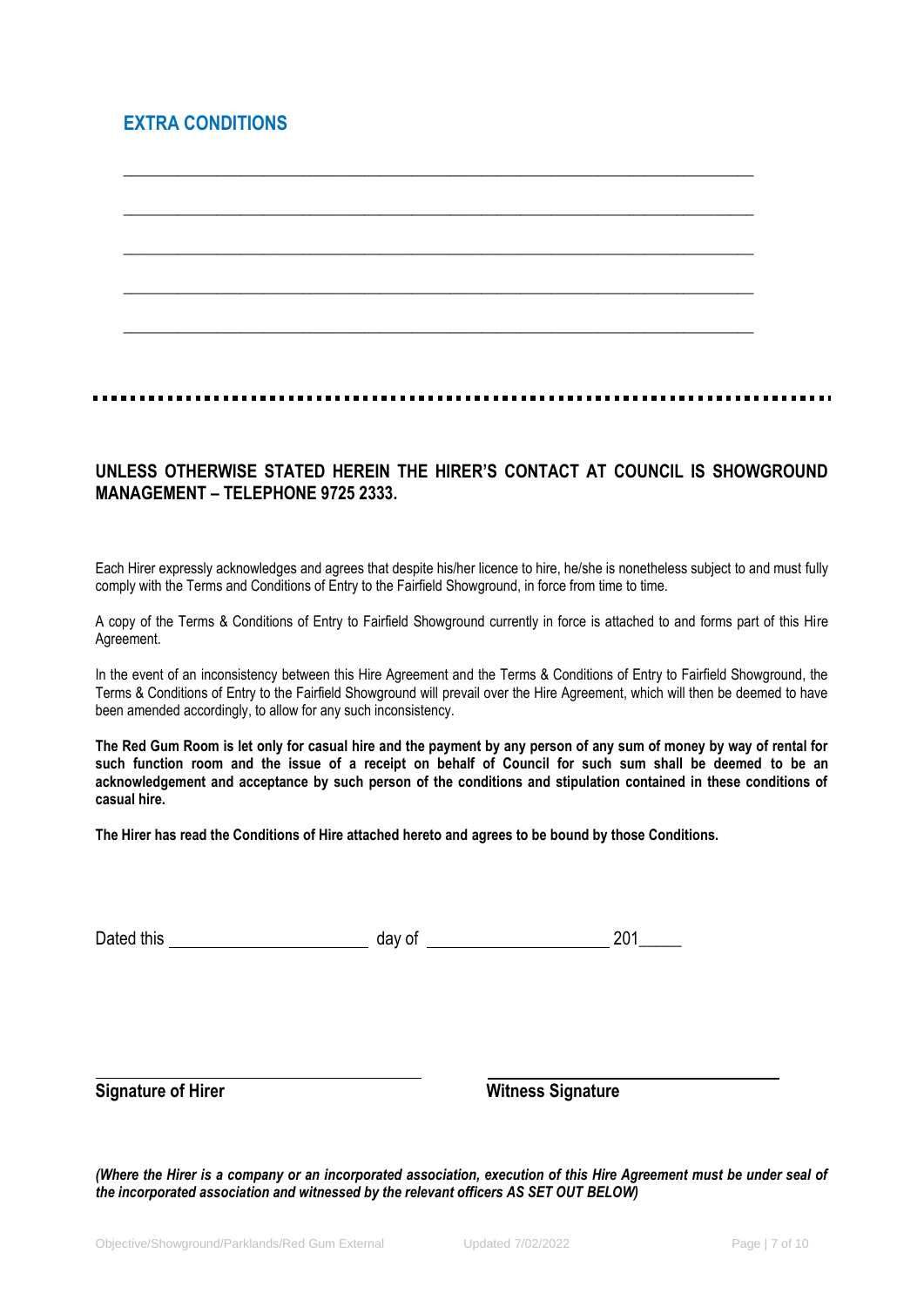## EXTRA CONDITIONS

\_\_\_\_\_\_\_\_\_\_\_\_\_\_\_\_\_\_\_\_\_\_\_\_\_\_\_\_\_\_\_\_\_\_\_\_\_\_\_\_\_\_\_\_\_\_\_\_\_\_\_\_\_\_\_\_\_\_\_\_\_\_\_\_\_\_\_\_\_\_

\_\_\_\_\_\_\_\_\_\_\_\_\_\_\_\_\_\_\_\_\_\_\_\_\_\_\_\_\_\_\_\_\_\_\_\_\_\_\_\_\_\_\_\_\_\_\_\_\_\_\_\_\_\_\_\_\_\_\_\_\_\_\_\_\_\_\_\_\_\_

\_\_\_\_\_\_\_\_\_\_\_\_\_\_\_\_\_\_\_\_\_\_\_\_\_\_\_\_\_\_\_\_\_\_\_\_\_\_\_\_\_\_\_\_\_\_\_\_\_\_\_\_\_\_\_\_\_\_\_\_\_\_\_\_\_\_\_\_\_\_

\_\_\_\_\_\_\_\_\_\_\_\_\_\_\_\_\_\_\_\_\_\_\_\_\_\_\_\_\_\_\_\_\_\_\_\_\_\_\_\_\_\_\_\_\_\_\_\_\_\_\_\_\_\_\_\_\_\_\_\_\_\_\_\_\_\_\_\_\_\_

\_\_\_\_\_\_\_\_\_\_\_\_\_\_\_\_\_\_\_\_\_\_\_\_\_\_\_\_\_\_\_\_\_\_\_\_\_\_\_\_\_\_\_\_\_\_\_\_\_\_\_\_\_\_\_\_\_\_\_\_\_\_\_\_\_\_\_\_\_\_

---

**UNLESS OTHERWISE STATED HEREIN THE HIRER'S CONTACT AT COUNCIL IS SHOWGROUND MANAGEMENT – TELEPHONE 9725 2333.**

Each Hirer expressly acknowledges and agrees that despite his/her licence to hire, he/she is nonetheless subject to and must fully comply with the Terms and Conditions of Entry to the Fairfield Showground, in force from time to time.

A copy of the Terms & Conditions of Entry to Fairfield Showground currently in force is attached to and forms part of this Hire Agreement.

In the event of an inconsistency between this Hire Agreement and the Terms & Conditions of Entry to Fairfield Showground, the Terms & Conditions of Entry to the Fairfield Showground will prevail over the Hire Agreement, which will then be deemed to have been amended accordingly, to allow for any such inconsistency.

**The Red Gum Room is let only for casual hire and the payment by any person of any sum of money by way of rental for such function room and the issue of a receipt on behalf of Council for such sum shall be deemed to be an acknowledgement and acceptance by such person of the conditions and stipulation contained in these conditions of casual hire.**

**The Hirer has read the Conditions of Hire attached hereto and agrees to be bound by those Conditions.**

Dated this \_\_\_\_\_\_\_\_\_\_\_\_\_\_\_\_\_\_\_\_\_\_ day of \_\_\_\_\_\_\_\_\_\_\_\_\_\_\_\_\_\_\_\_\_ 201\_\_\_\_\_

\_\_\_\_\_\_\_\_\_\_\_\_\_\_\_\_\_\_\_\_\_\_\_\_\_\_\_\_\_\_\_\_\_\_\_\_ \_\_\_\_\_\_\_\_\_\_\_\_\_\_\_\_\_\_\_\_\_\_\_\_\_\_\_\_\_\_\_\_\_\_\_\_

**Signature of Hirer** **Witness Signature**

***(Where the Hirer is a company or an incorporated association, execution of this Hire Agreement must be under seal of the incorporated association and witnessed by the relevant officers AS SET OUT BELOW)***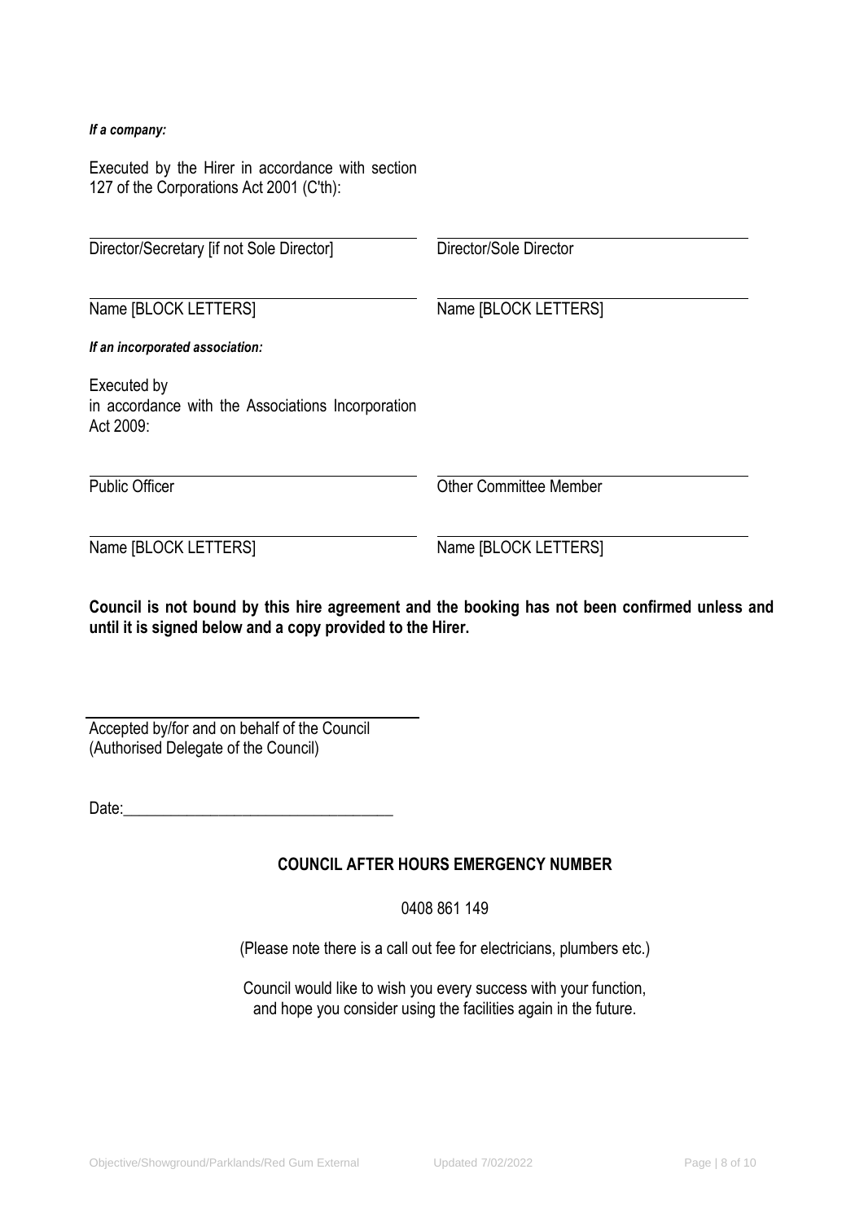***If a company:***

Executed by the Hirer in accordance with section 127 of the Corporations Act 2001 (C'th):

| | |
|---|---|
| Director/Secretary [if not Sole Director] | Director/Sole Director |
| Name [BLOCK LETTERS] | Name [BLOCK LETTERS] |

***If an incorporated association:***

Executed by
in accordance with the Associations Incorporation Act 2009:

| | |
|---|---|
| Public Officer | Other Committee Member |
| Name [BLOCK LETTERS] | Name [BLOCK LETTERS] |

**Council is not bound by this hire agreement and the booking has not been confirmed unless and until it is signed below and a copy provided to the Hirer.**

______________________________
Accepted by/for and on behalf of the Council
(Authorised Delegate of the Council)

Date:_________________________________

**COUNCIL AFTER HOURS EMERGENCY NUMBER**

0408 861 149

(Please note there is a call out fee for electricians, plumbers etc.)

Council would like to wish you every success with your function, and hope you consider using the facilities again in the future.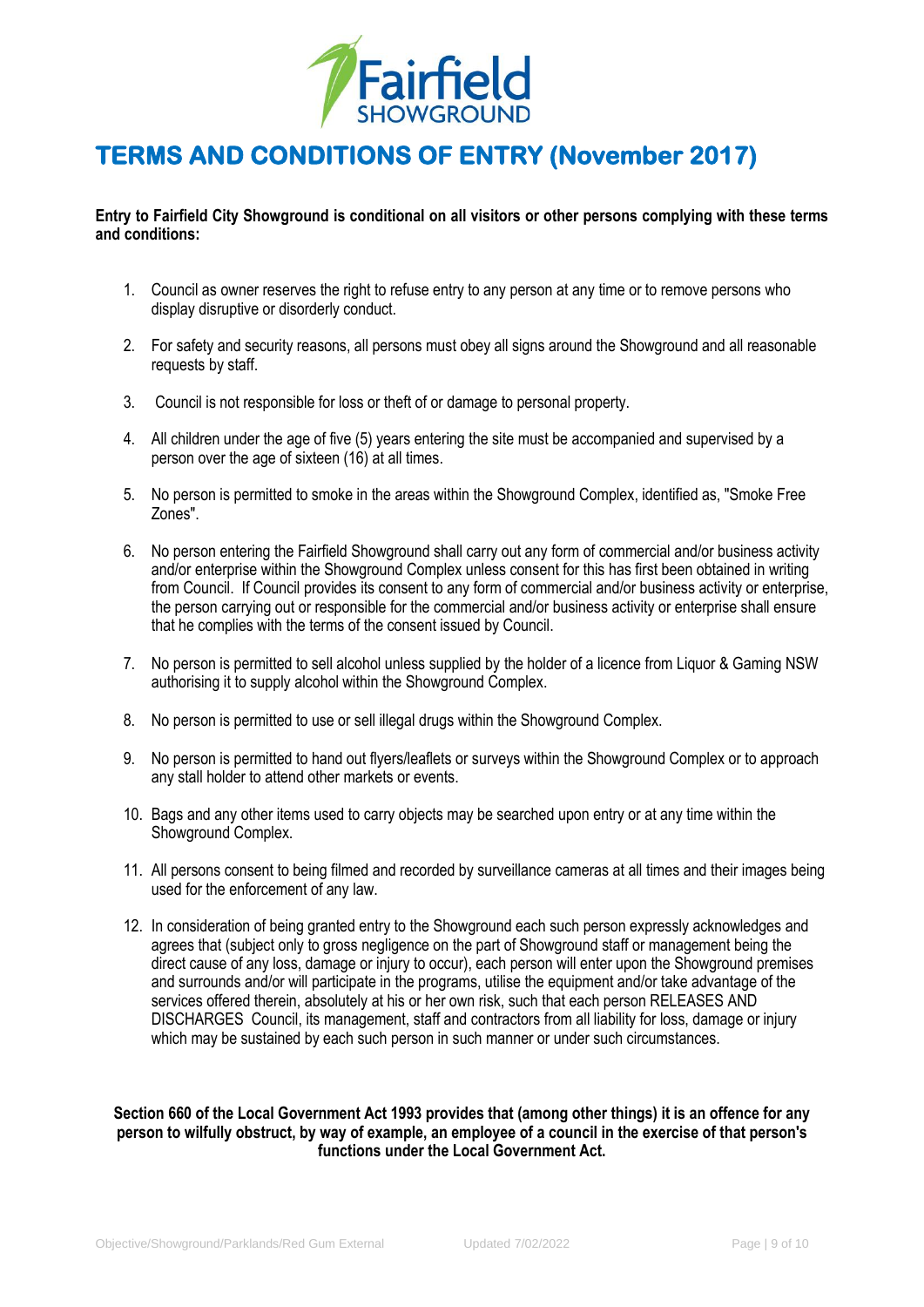# TERMS AND CONDITIONS OF ENTRY (November 2017)

**Entry to Fairfield City Showground is conditional on all visitors or other persons complying with these terms and conditions:**

1. Council as owner reserves the right to refuse entry to any person at any time or to remove persons who display disruptive or disorderly conduct.

2. For safety and security reasons, all persons must obey all signs around the Showground and all reasonable requests by staff.

3. Council is not responsible for loss or theft of or damage to personal property.

4. All children under the age of five (5) years entering the site must be accompanied and supervised by a person over the age of sixteen (16) at all times.

5. No person is permitted to smoke in the areas within the Showground Complex, identified as, "Smoke Free Zones".

6. No person entering the Fairfield Showground shall carry out any form of commercial and/or business activity and/or enterprise within the Showground Complex unless consent for this has first been obtained in writing from Council. If Council provides its consent to any form of commercial and/or business activity or enterprise, the person carrying out or responsible for the commercial and/or business activity or enterprise shall ensure that he complies with the terms of the consent issued by Council.

7. No person is permitted to sell alcohol unless supplied by the holder of a licence from Liquor & Gaming NSW authorising it to supply alcohol within the Showground Complex.

8. No person is permitted to use or sell illegal drugs within the Showground Complex.

9. No person is permitted to hand out flyers/leaflets or surveys within the Showground Complex or to approach any stall holder to attend other markets or events.

10. Bags and any other items used to carry objects may be searched upon entry or at any time within the Showground Complex.

11. All persons consent to being filmed and recorded by surveillance cameras at all times and their images being used for the enforcement of any law.

12. In consideration of being granted entry to the Showground each such person expressly acknowledges and agrees that (subject only to gross negligence on the part of Showground staff or management being the direct cause of any loss, damage or injury to occur), each person will enter upon the Showground premises and surrounds and/or will participate in the programs, utilise the equipment and/or take advantage of the services offered therein, absolutely at his or her own risk, such that each person RELEASES AND DISCHARGES Council, its management, staff and contractors from all liability for loss, damage or injury which may be sustained by each such person in such manner or under such circumstances.

**Section 660 of the Local Government Act 1993 provides that (among other things) it is an offence for any person to wilfully obstruct, by way of example, an employee of a council in the exercise of that person's functions under the Local Government Act.**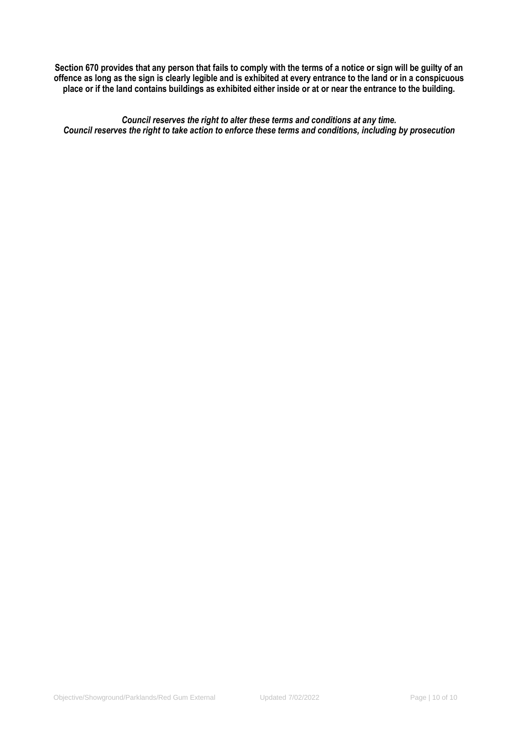**Section 670 provides that any person that fails to comply with the terms of a notice or sign will be guilty of an offence as long as the sign is clearly legible and is exhibited at every entrance to the land or in a conspicuous place or if the land contains buildings as exhibited either inside or at or near the entrance to the building.**

***Council reserves the right to alter these terms and conditions at any time.***
***Council reserves the right to take action to enforce these terms and conditions, including by prosecution***